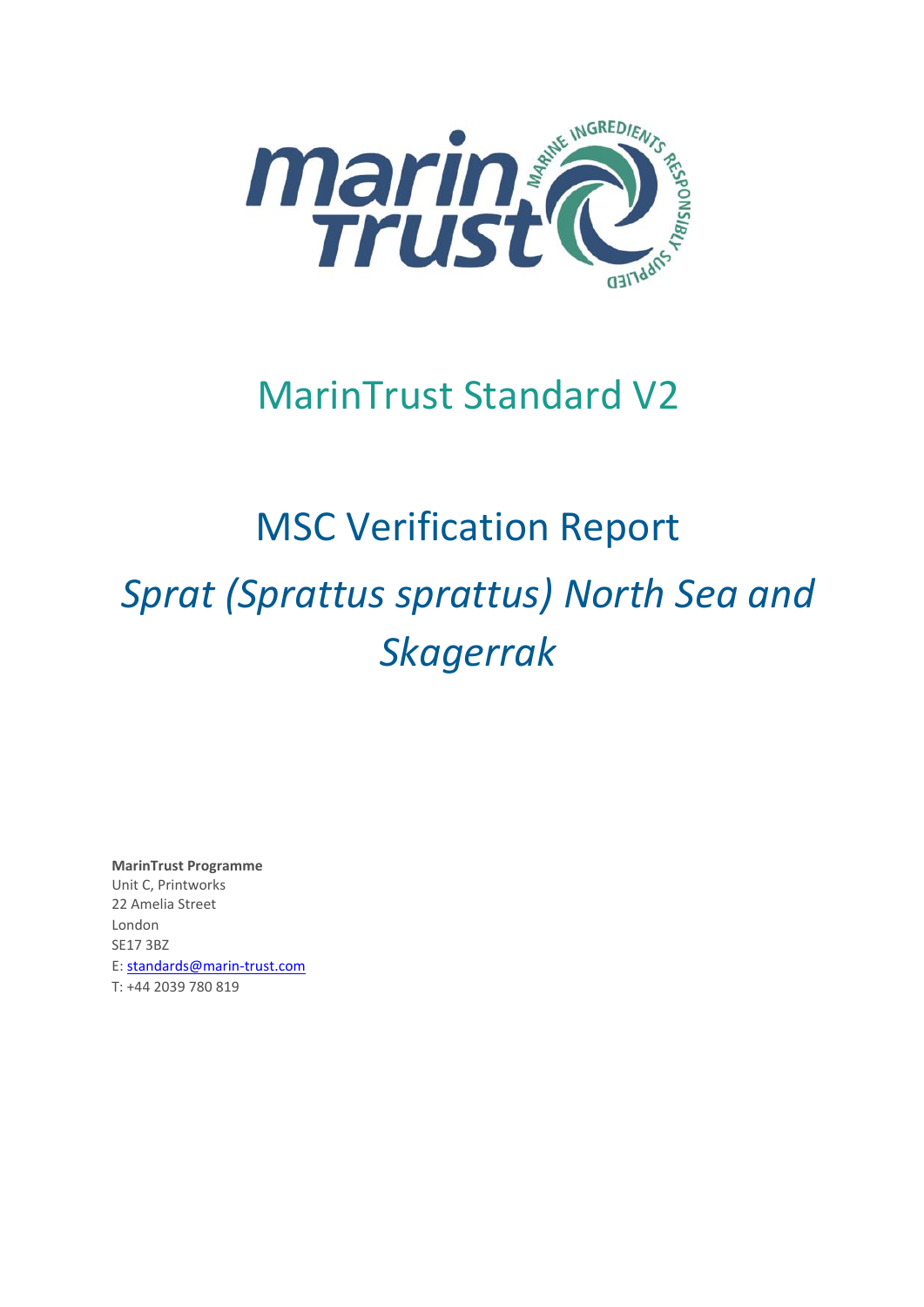# MarinTrust Standard V2

# MSC Verification Report

## *Sprat (Sprattus sprattus) North Sea and Skagerrak*

**MarinTrust Programme**
Unit C, Printworks
22 Amelia Street
London
SE17 3BZ
E: standards@marin-trust.com
T: +44 2039 780 819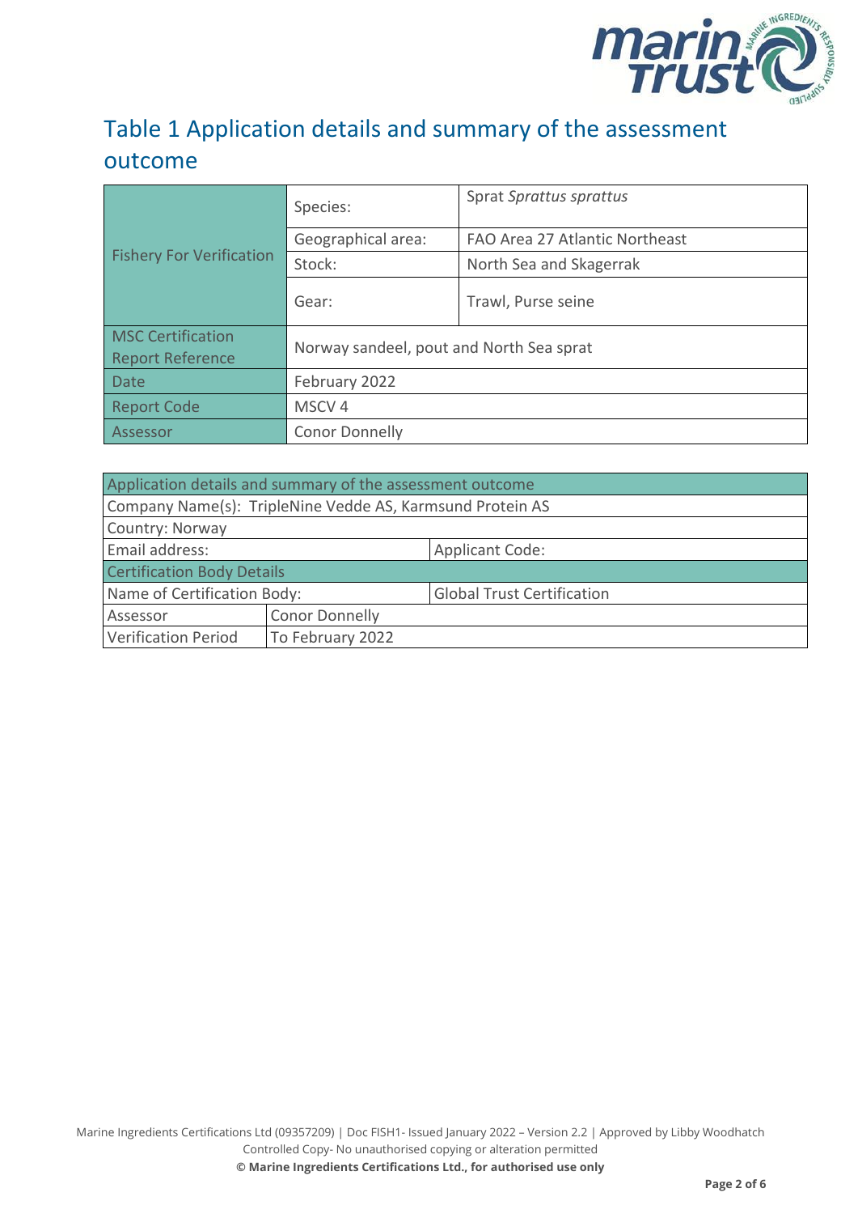# Table 1 Application details and summary of the assessment outcome

| Fishery For Verification | Species: | Sprat *Sprattus sprattus* |
|---|---|---|
| | Geographical area: | FAO Area 27 Atlantic Northeast |
| | Stock: | North Sea and Skagerrak |
| | Gear: | Trawl, Purse seine |
| MSC Certification Report Reference | Norway sandeel, pout and North Sea sprat | |
| Date | February 2022 | |
| Report Code | MSCV 4 | |
| Assessor | Conor Donnelly | |

| Application details and summary of the assessment outcome | | |
|---|---|---|
| Company Name(s): TripleNine Vedde AS, Karmsund Protein AS | | |
| Country: Norway | | |
| Email address: | | Applicant Code: |
| Certification Body Details | | |
| Name of Certification Body: | | Global Trust Certification |
| Assessor | Conor Donnelly | |
| Verification Period | To February 2022 | |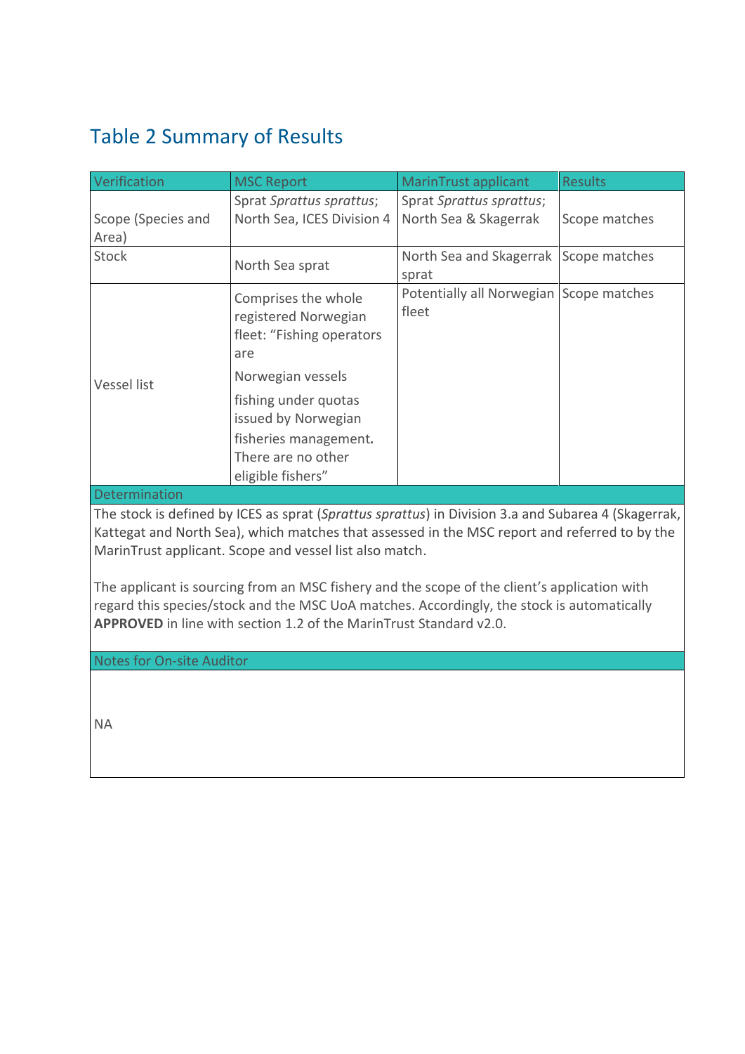## Table 2 Summary of Results

| Verification | MSC Report | MarinTrust applicant | Results |
|---|---|---|---|
| Scope (Species and Area) | Sprat *Sprattus sprattus*; North Sea, ICES Division 4 | Sprat *Sprattus sprattus*; North Sea & Skagerrak | Scope matches |
| Stock | North Sea sprat | North Sea and Skagerrak sprat | Scope matches |
| Vessel list | Comprises the whole registered Norwegian fleet: "Fishing operators are Norwegian vessels fishing under quotas issued by Norwegian fisheries management**.** There are no other eligible fishers" | Potentially all Norwegian fleet | Scope matches |
| **Determination** | | | |
| The stock is defined by ICES as sprat (*Sprattus sprattus*) in Division 3.a and Subarea 4 (Skagerrak, Kattegat and North Sea), which matches that assessed in the MSC report and referred to by the MarinTrust applicant. Scope and vessel list also match.<br><br>The applicant is sourcing from an MSC fishery and the scope of the client's application with regard this species/stock and the MSC UoA matches. Accordingly, the stock is automatically **APPROVED** in line with section 1.2 of the MarinTrust Standard v2.0. | | | |
| **Notes for On-site Auditor** | | | |
| NA | | | |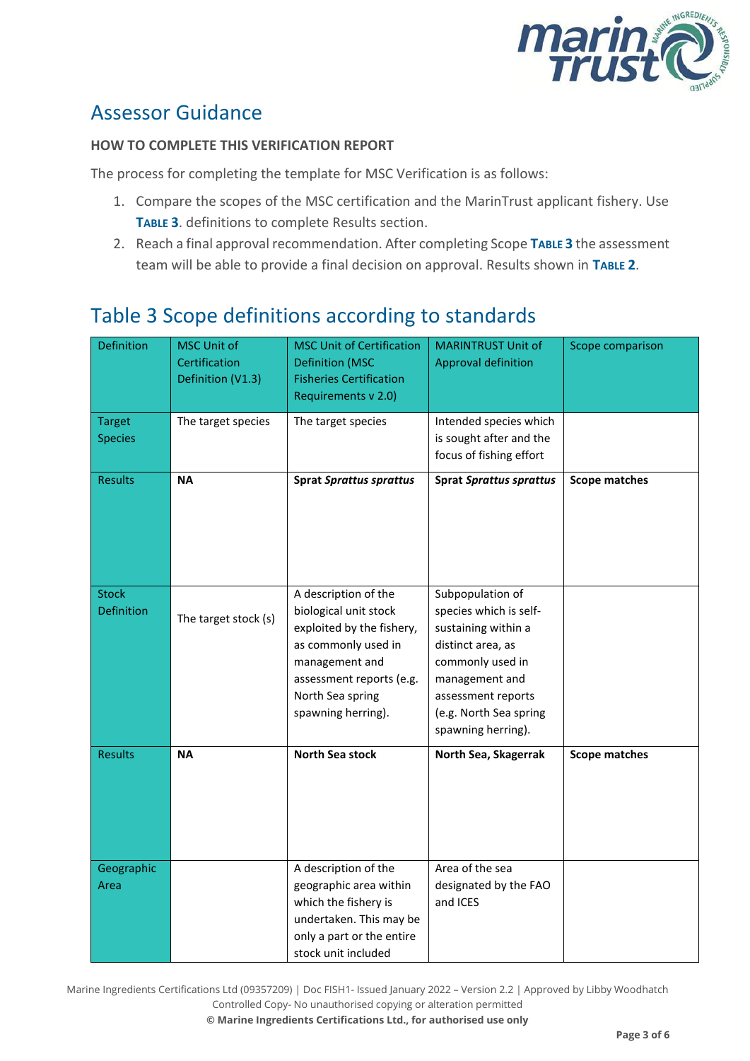# Assessor Guidance

**HOW TO COMPLETE THIS VERIFICATION REPORT**

The process for completing the template for MSC Verification is as follows:

1. Compare the scopes of the MSC certification and the MarinTrust applicant fishery. Use **TABLE 3**. definitions to complete Results section.
2. Reach a final approval recommendation. After completing Scope **TABLE 3** the assessment team will be able to provide a final decision on approval. Results shown in **TABLE 2**.

## Table 3 Scope definitions according to standards

| Definition | MSC Unit of Certification Definition (V1.3) | MSC Unit of Certification Definition (MSC Fisheries Certification Requirements v 2.0) | MARINTRUST Unit of Approval definition | Scope comparison |
|---|---|---|---|---|
| Target Species | The target species | The target species | Intended species which is sought after and the focus of fishing effort | |
| Results | **NA** | **Sprat *Sprattus sprattus*** | **Sprat *Sprattus sprattus*** | **Scope matches** |
| Stock Definition | The target stock (s) | A description of the biological unit stock exploited by the fishery, as commonly used in management and assessment reports (e.g. North Sea spring spawning herring). | Subpopulation of species which is self-sustaining within a distinct area, as commonly used in management and assessment reports (e.g. North Sea spring spawning herring). | |
| Results | **NA** | **North Sea stock** | **North Sea, Skagerrak** | **Scope matches** |
| Geographic Area | | A description of the geographic area within which the fishery is undertaken. This may be only a part or the entire stock unit included | Area of the sea designated by the FAO and ICES | |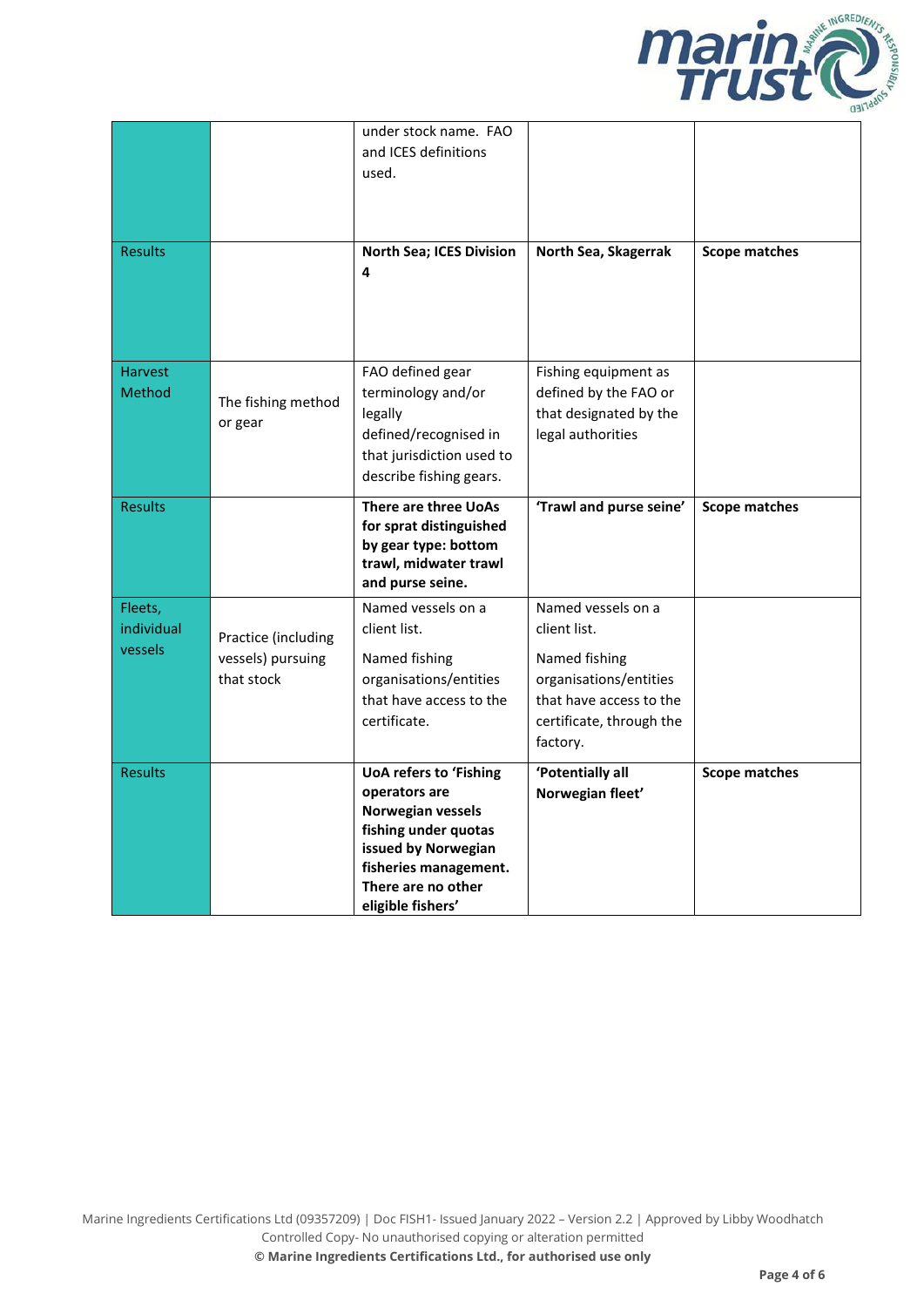| | | | | |
|---|---|---|---|---|
| | | under stock name. FAO and ICES definitions used. | | |
| Results | | **North Sea; ICES Division 4** | **North Sea, Skagerrak** | **Scope matches** |
| Harvest Method | The fishing method or gear | FAO defined gear terminology and/or legally defined/recognised in that jurisdiction used to describe fishing gears. | Fishing equipment as defined by the FAO or that designated by the legal authorities | |
| Results | | **There are three UoAs for sprat distinguished by gear type: bottom trawl, midwater trawl and purse seine.** | **'Trawl and purse seine'** | **Scope matches** |
| Fleets, individual vessels | Practice (including vessels) pursuing that stock | Named vessels on a client list. Named fishing organisations/entities that have access to the certificate. | Named vessels on a client list. Named fishing organisations/entities that have access to the certificate, through the factory. | |
| Results | | **UoA refers to 'Fishing operators are Norwegian vessels fishing under quotas issued by Norwegian fisheries management. There are no other eligible fishers'** | **'Potentially all Norwegian fleet'** | **Scope matches** |